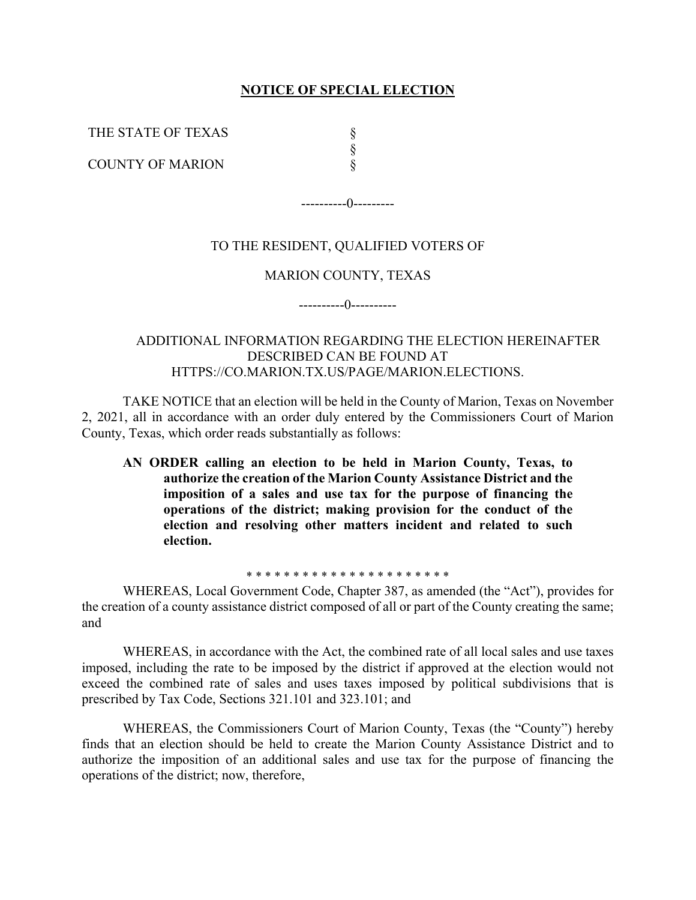# NOTICE OF SPECIAL ELECTION

THE STATE OF TEXAS §
§
COUNTY OF MARION §

----------0---------

TO THE RESIDENT, QUALIFIED VOTERS OF

MARION COUNTY, TEXAS

----------0----------

ADDITIONAL INFORMATION REGARDING THE ELECTION HEREINAFTER DESCRIBED CAN BE FOUND AT HTTPS://CO.MARION.TX.US/PAGE/MARION.ELECTIONS.

TAKE NOTICE that an election will be held in the County of Marion, Texas on November 2, 2021, all in accordance with an order duly entered by the Commissioners Court of Marion County, Texas, which order reads substantially as follows:

**AN ORDER calling an election to be held in Marion County, Texas, to authorize the creation of the Marion County Assistance District and the imposition of a sales and use tax for the purpose of financing the operations of the district; making provision for the conduct of the election and resolving other matters incident and related to such election.**

* * * * * * * * * * * * * * * * * * * * * *

WHEREAS, Local Government Code, Chapter 387, as amended (the "Act"), provides for the creation of a county assistance district composed of all or part of the County creating the same; and

WHEREAS, in accordance with the Act, the combined rate of all local sales and use taxes imposed, including the rate to be imposed by the district if approved at the election would not exceed the combined rate of sales and uses taxes imposed by political subdivisions that is prescribed by Tax Code, Sections 321.101 and 323.101; and

WHEREAS, the Commissioners Court of Marion County, Texas (the "County") hereby finds that an election should be held to create the Marion County Assistance District and to authorize the imposition of an additional sales and use tax for the purpose of financing the operations of the district; now, therefore,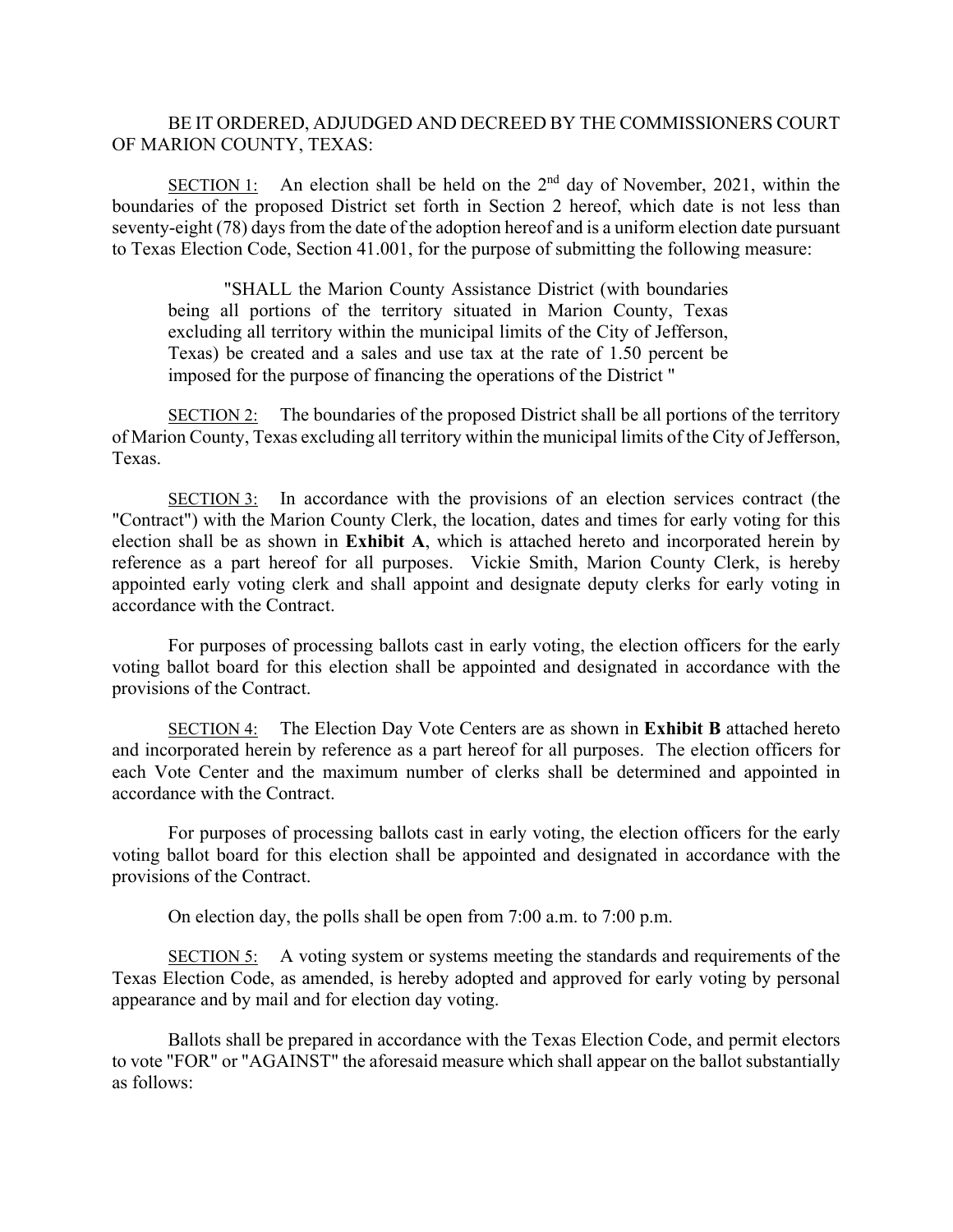BE IT ORDERED, ADJUDGED AND DECREED BY THE COMMISSIONERS COURT OF MARION COUNTY, TEXAS:

SECTION 1: An election shall be held on the 2nd day of November, 2021, within the boundaries of the proposed District set forth in Section 2 hereof, which date is not less than seventy-eight (78) days from the date of the adoption hereof and is a uniform election date pursuant to Texas Election Code, Section 41.001, for the purpose of submitting the following measure:

> "SHALL the Marion County Assistance District (with boundaries being all portions of the territory situated in Marion County, Texas excluding all territory within the municipal limits of the City of Jefferson, Texas) be created and a sales and use tax at the rate of 1.50 percent be imposed for the purpose of financing the operations of the District "

SECTION 2: The boundaries of the proposed District shall be all portions of the territory of Marion County, Texas excluding all territory within the municipal limits of the City of Jefferson, Texas.

SECTION 3: In accordance with the provisions of an election services contract (the "Contract") with the Marion County Clerk, the location, dates and times for early voting for this election shall be as shown in **Exhibit A**, which is attached hereto and incorporated herein by reference as a part hereof for all purposes. Vickie Smith, Marion County Clerk, is hereby appointed early voting clerk and shall appoint and designate deputy clerks for early voting in accordance with the Contract.

For purposes of processing ballots cast in early voting, the election officers for the early voting ballot board for this election shall be appointed and designated in accordance with the provisions of the Contract.

SECTION 4: The Election Day Vote Centers are as shown in **Exhibit B** attached hereto and incorporated herein by reference as a part hereof for all purposes. The election officers for each Vote Center and the maximum number of clerks shall be determined and appointed in accordance with the Contract.

For purposes of processing ballots cast in early voting, the election officers for the early voting ballot board for this election shall be appointed and designated in accordance with the provisions of the Contract.

On election day, the polls shall be open from 7:00 a.m. to 7:00 p.m.

SECTION 5: A voting system or systems meeting the standards and requirements of the Texas Election Code, as amended, is hereby adopted and approved for early voting by personal appearance and by mail and for election day voting.

Ballots shall be prepared in accordance with the Texas Election Code, and permit electors to vote "FOR" or "AGAINST" the aforesaid measure which shall appear on the ballot substantially as follows: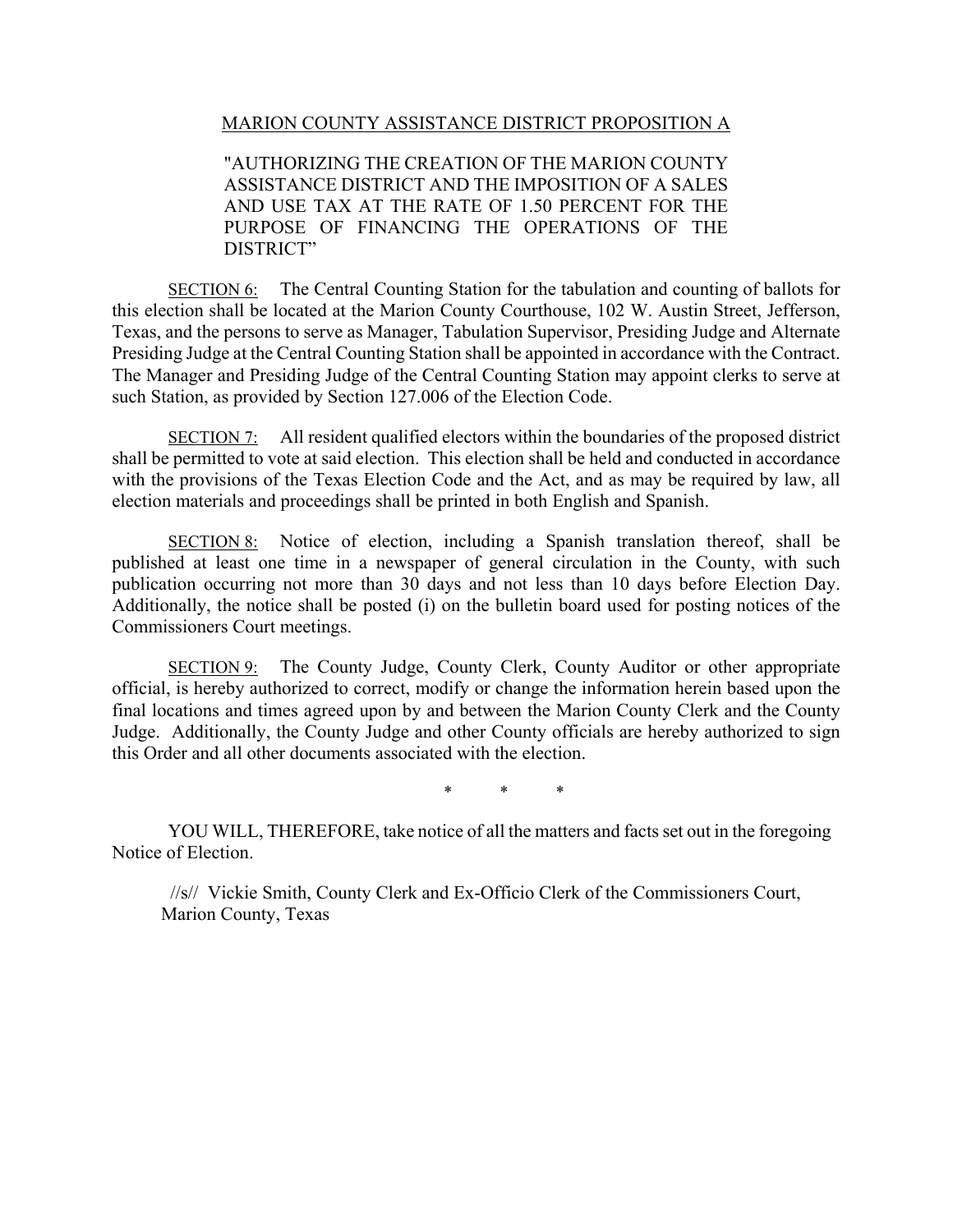MARION COUNTY ASSISTANCE DISTRICT PROPOSITION A

"AUTHORIZING THE CREATION OF THE MARION COUNTY ASSISTANCE DISTRICT AND THE IMPOSITION OF A SALES AND USE TAX AT THE RATE OF 1.50 PERCENT FOR THE PURPOSE OF FINANCING THE OPERATIONS OF THE DISTRICT"

SECTION 6: The Central Counting Station for the tabulation and counting of ballots for this election shall be located at the Marion County Courthouse, 102 W. Austin Street, Jefferson, Texas, and the persons to serve as Manager, Tabulation Supervisor, Presiding Judge and Alternate Presiding Judge at the Central Counting Station shall be appointed in accordance with the Contract. The Manager and Presiding Judge of the Central Counting Station may appoint clerks to serve at such Station, as provided by Section 127.006 of the Election Code.

SECTION 7: All resident qualified electors within the boundaries of the proposed district shall be permitted to vote at said election. This election shall be held and conducted in accordance with the provisions of the Texas Election Code and the Act, and as may be required by law, all election materials and proceedings shall be printed in both English and Spanish.

SECTION 8: Notice of election, including a Spanish translation thereof, shall be published at least one time in a newspaper of general circulation in the County, with such publication occurring not more than 30 days and not less than 10 days before Election Day. Additionally, the notice shall be posted (i) on the bulletin board used for posting notices of the Commissioners Court meetings.

SECTION 9: The County Judge, County Clerk, County Auditor or other appropriate official, is hereby authorized to correct, modify or change the information herein based upon the final locations and times agreed upon by and between the Marion County Clerk and the County Judge. Additionally, the County Judge and other County officials are hereby authorized to sign this Order and all other documents associated with the election.

\* \* \*

YOU WILL, THEREFORE, take notice of all the matters and facts set out in the foregoing Notice of Election.

//s// Vickie Smith, County Clerk and Ex-Officio Clerk of the Commissioners Court, Marion County, Texas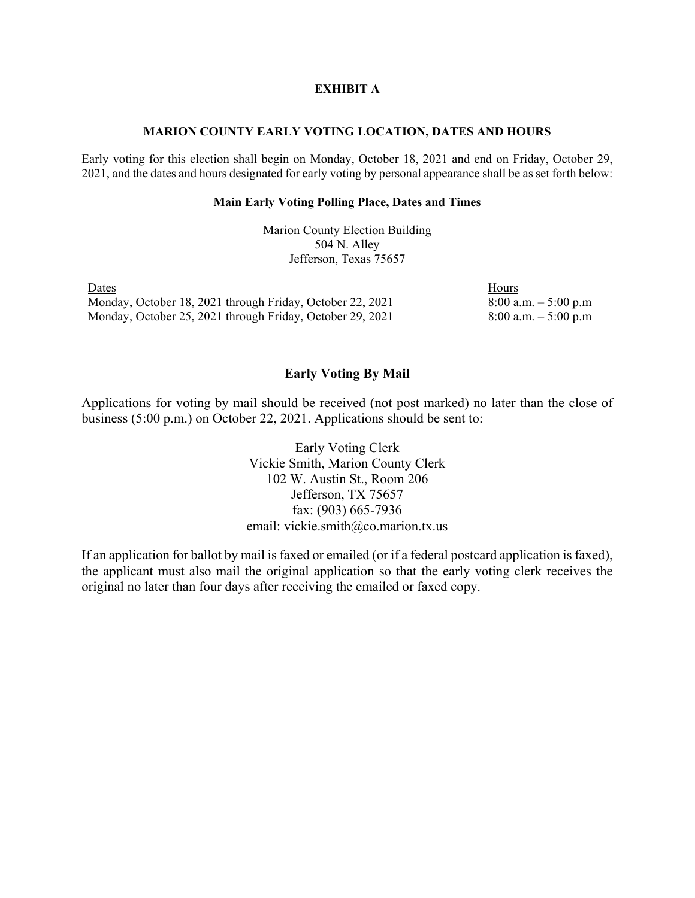# EXHIBIT A

## MARION COUNTY EARLY VOTING LOCATION, DATES AND HOURS

Early voting for this election shall begin on Monday, October 18, 2021 and end on Friday, October 29, 2021, and the dates and hours designated for early voting by personal appearance shall be as set forth below:

### Main Early Voting Polling Place, Dates and Times

Marion County Election Building
504 N. Alley
Jefferson, Texas 75657

| Dates | Hours |
|---|---|
| Monday, October 18, 2021 through Friday, October 22, 2021 | 8:00 a.m. – 5:00 p.m |
| Monday, October 25, 2021 through Friday, October 29, 2021 | 8:00 a.m. – 5:00 p.m |

### Early Voting By Mail

Applications for voting by mail should be received (not post marked) no later than the close of business (5:00 p.m.) on October 22, 2021. Applications should be sent to:

Early Voting Clerk
Vickie Smith, Marion County Clerk
102 W. Austin St., Room 206
Jefferson, TX 75657
fax: (903) 665-7936
email: vickie.smith@co.marion.tx.us

If an application for ballot by mail is faxed or emailed (or if a federal postcard application is faxed), the applicant must also mail the original application so that the early voting clerk receives the original no later than four days after receiving the emailed or faxed copy.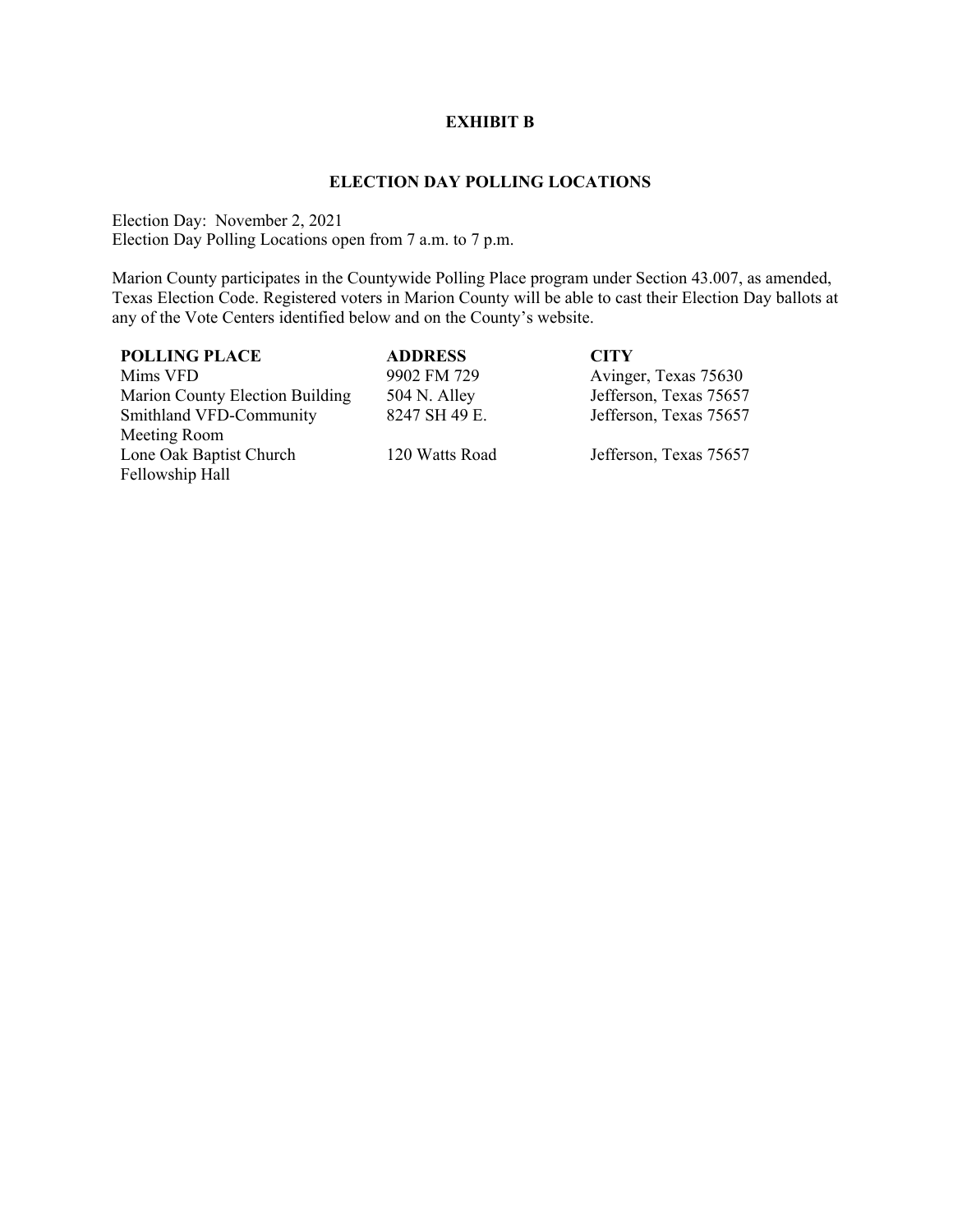# EXHIBIT B

## ELECTION DAY POLLING LOCATIONS

Election Day: November 2, 2021
Election Day Polling Locations open from 7 a.m. to 7 p.m.

Marion County participates in the Countywide Polling Place program under Section 43.007, as amended, Texas Election Code. Registered voters in Marion County will be able to cast their Election Day ballots at any of the Vote Centers identified below and on the County's website.

| POLLING PLACE | ADDRESS | CITY |
|---|---|---|
| Mims VFD | 9902 FM 729 | Avinger, Texas 75630 |
| Marion County Election Building | 504 N. Alley | Jefferson, Texas 75657 |
| Smithland VFD-Community Meeting Room | 8247 SH 49 E. | Jefferson, Texas 75657 |
| Lone Oak Baptist Church Fellowship Hall | 120 Watts Road | Jefferson, Texas 75657 |